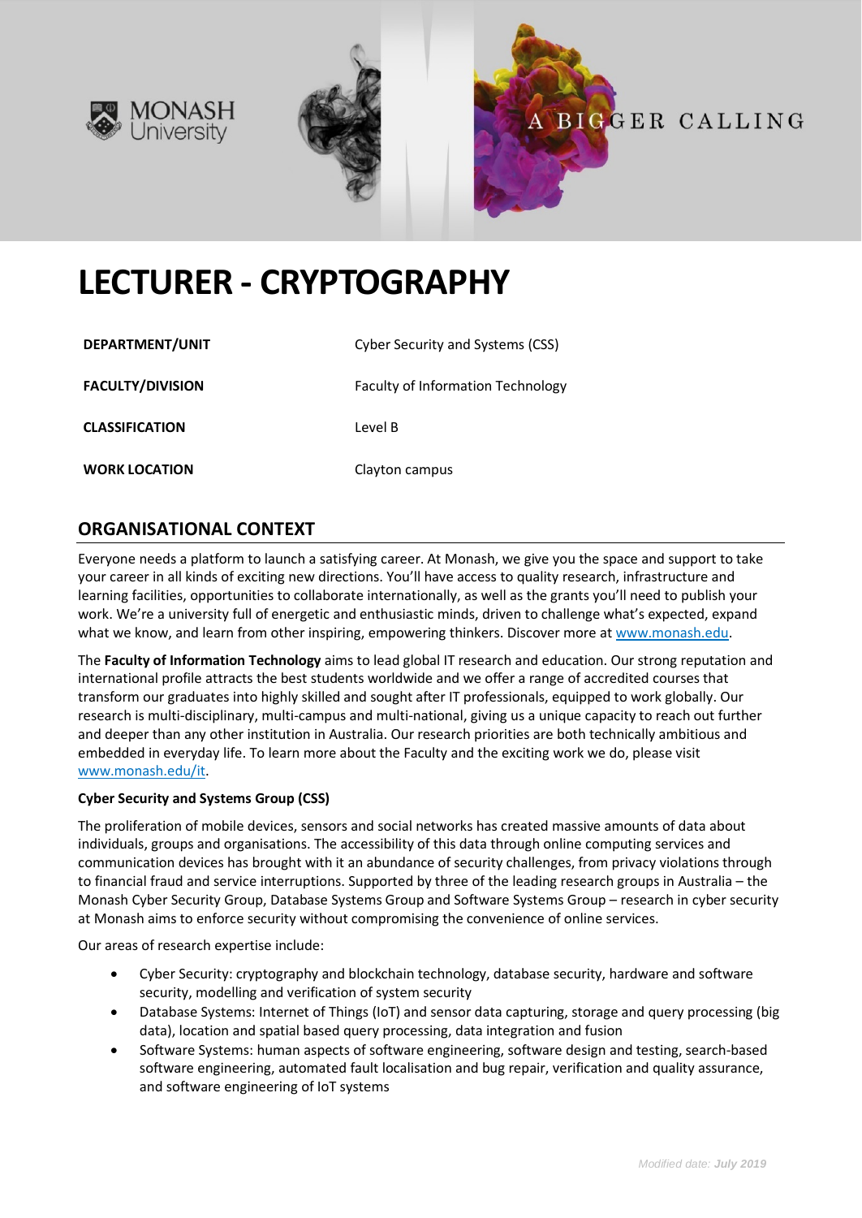# LECTURER - CRYPTOGRAPHY

| | |
|---|---|
| **DEPARTMENT/UNIT** | Cyber Security and Systems (CSS) |
| **FACULTY/DIVISION** | Faculty of Information Technology |
| **CLASSIFICATION** | Level B |
| **WORK LOCATION** | Clayton campus |

## ORGANISATIONAL CONTEXT

Everyone needs a platform to launch a satisfying career. At Monash, we give you the space and support to take your career in all kinds of exciting new directions. You'll have access to quality research, infrastructure and learning facilities, opportunities to collaborate internationally, as well as the grants you'll need to publish your work. We're a university full of energetic and enthusiastic minds, driven to challenge what's expected, expand what we know, and learn from other inspiring, empowering thinkers. Discover more at [www.monash.edu](www.monash.edu).

The **Faculty of Information Technology** aims to lead global IT research and education. Our strong reputation and international profile attracts the best students worldwide and we offer a range of accredited courses that transform our graduates into highly skilled and sought after IT professionals, equipped to work globally. Our research is multi-disciplinary, multi-campus and multi-national, giving us a unique capacity to reach out further and deeper than any other institution in Australia. Our research priorities are both technically ambitious and embedded in everyday life. To learn more about the Faculty and the exciting work we do, please visit [www.monash.edu/it](www.monash.edu/it).

**Cyber Security and Systems Group (CSS)**

The proliferation of mobile devices, sensors and social networks has created massive amounts of data about individuals, groups and organisations. The accessibility of this data through online computing services and communication devices has brought with it an abundance of security challenges, from privacy violations through to financial fraud and service interruptions. Supported by three of the leading research groups in Australia – the Monash Cyber Security Group, Database Systems Group and Software Systems Group – research in cyber security at Monash aims to enforce security without compromising the convenience of online services.

Our areas of research expertise include:

- Cyber Security: cryptography and blockchain technology, database security, hardware and software security, modelling and verification of system security
- Database Systems: Internet of Things (IoT) and sensor data capturing, storage and query processing (big data), location and spatial based query processing, data integration and fusion
- Software Systems: human aspects of software engineering, software design and testing, search-based software engineering, automated fault localisation and bug repair, verification and quality assurance, and software engineering of IoT systems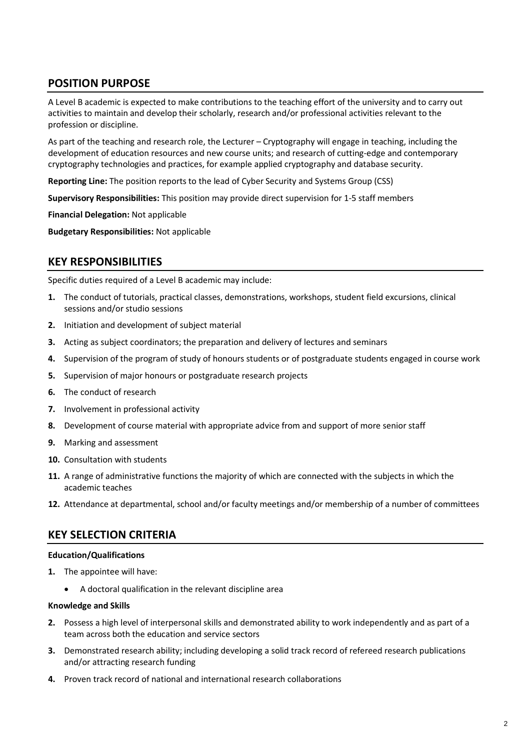## POSITION PURPOSE

A Level B academic is expected to make contributions to the teaching effort of the university and to carry out activities to maintain and develop their scholarly, research and/or professional activities relevant to the profession or discipline.

As part of the teaching and research role, the Lecturer – Cryptography will engage in teaching, including the development of education resources and new course units; and research of cutting-edge and contemporary cryptography technologies and practices, for example applied cryptography and database security.

**Reporting Line:** The position reports to the lead of Cyber Security and Systems Group (CSS)

**Supervisory Responsibilities:** This position may provide direct supervision for 1-5 staff members

**Financial Delegation:** Not applicable

**Budgetary Responsibilities:** Not applicable

## KEY RESPONSIBILITIES

Specific duties required of a Level B academic may include:

1. The conduct of tutorials, practical classes, demonstrations, workshops, student field excursions, clinical sessions and/or studio sessions
2. Initiation and development of subject material
3. Acting as subject coordinators; the preparation and delivery of lectures and seminars
4. Supervision of the program of study of honours students or of postgraduate students engaged in course work
5. Supervision of major honours or postgraduate research projects
6. The conduct of research
7. Involvement in professional activity
8. Development of course material with appropriate advice from and support of more senior staff
9. Marking and assessment
10. Consultation with students
11. A range of administrative functions the majority of which are connected with the subjects in which the academic teaches
12. Attendance at departmental, school and/or faculty meetings and/or membership of a number of committees

## KEY SELECTION CRITERIA

**Education/Qualifications**

1. The appointee will have:
   - A doctoral qualification in the relevant discipline area

**Knowledge and Skills**

2. Possess a high level of interpersonal skills and demonstrated ability to work independently and as part of a team across both the education and service sectors
3. Demonstrated research ability; including developing a solid track record of refereed research publications and/or attracting research funding
4. Proven track record of national and international research collaborations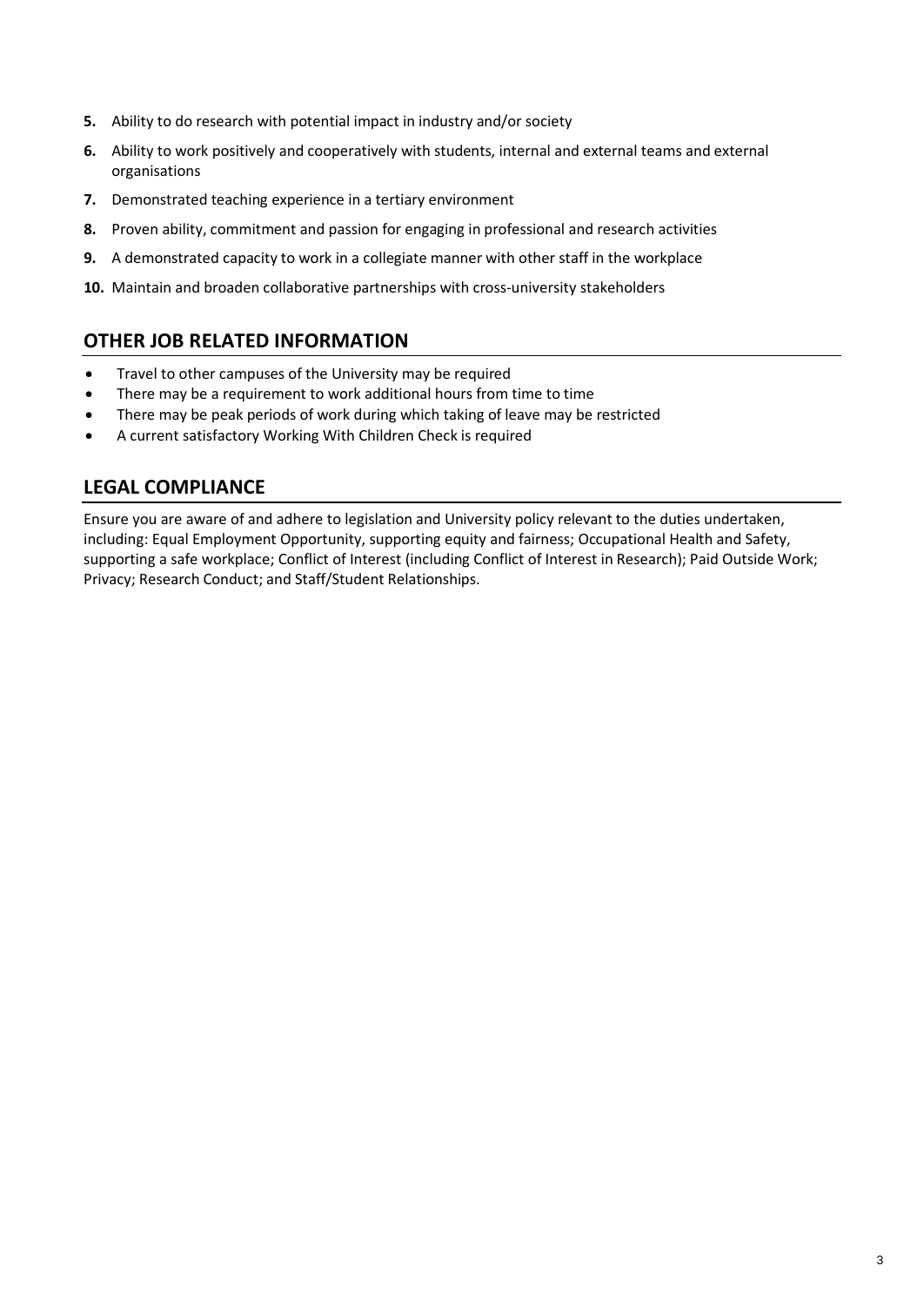5. Ability to do research with potential impact in industry and/or society
6. Ability to work positively and cooperatively with students, internal and external teams and external organisations
7. Demonstrated teaching experience in a tertiary environment
8. Proven ability, commitment and passion for engaging in professional and research activities
9. A demonstrated capacity to work in a collegiate manner with other staff in the workplace
10. Maintain and broaden collaborative partnerships with cross-university stakeholders

## OTHER JOB RELATED INFORMATION

- Travel to other campuses of the University may be required
- There may be a requirement to work additional hours from time to time
- There may be peak periods of work during which taking of leave may be restricted
- A current satisfactory Working With Children Check is required

## LEGAL COMPLIANCE

Ensure you are aware of and adhere to legislation and University policy relevant to the duties undertaken, including: Equal Employment Opportunity, supporting equity and fairness; Occupational Health and Safety, supporting a safe workplace; Conflict of Interest (including Conflict of Interest in Research); Paid Outside Work; Privacy; Research Conduct; and Staff/Student Relationships.